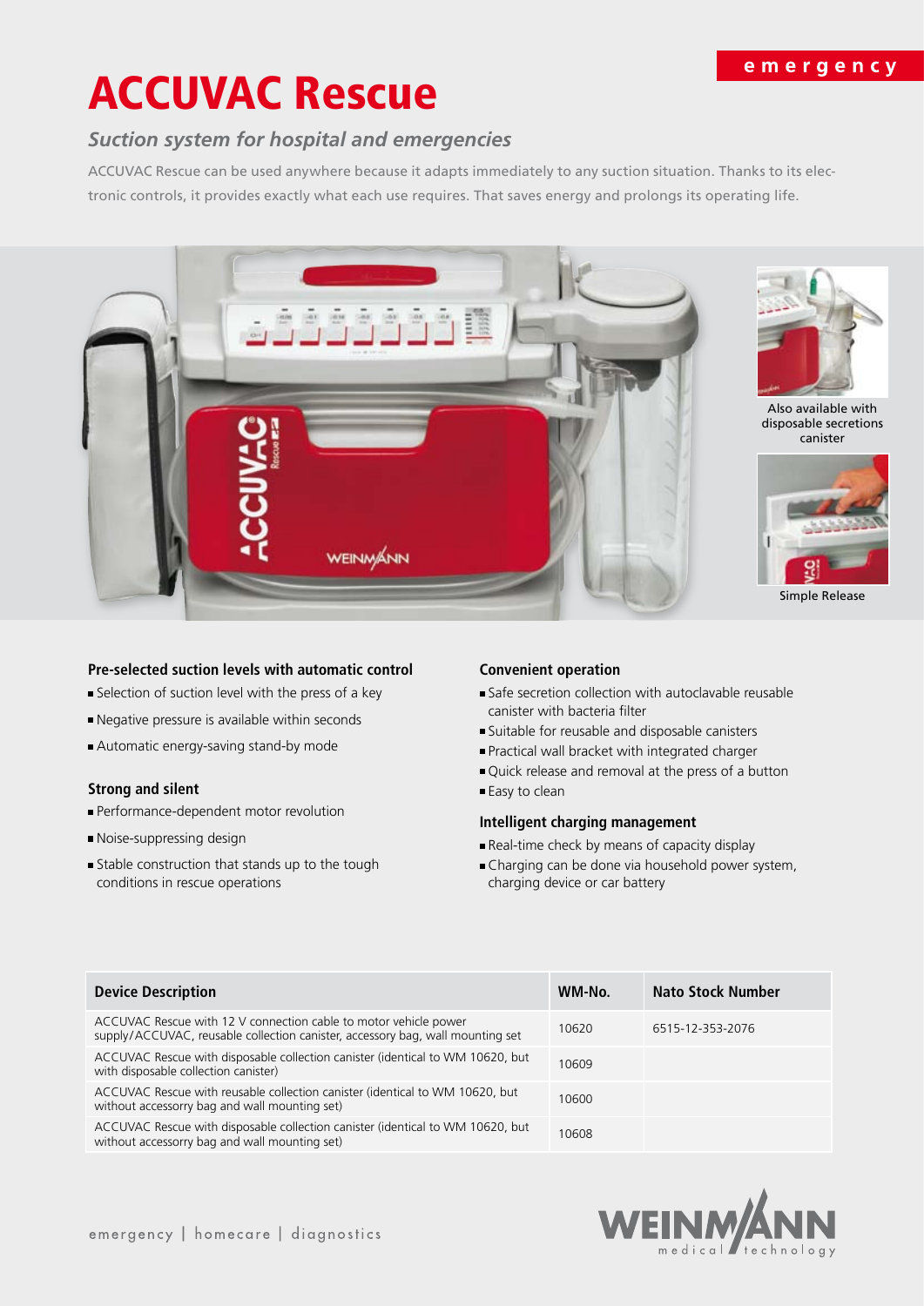emergency

# ACCUVAC Rescue

## *Suction system for hospital and emergencies*

ACCUVAC Rescue can be used anywhere because it adapts immediately to any suction situation. Thanks to its electronic controls, it provides exactly what each use requires. That saves energy and prolongs its operating life.

Also available with disposable secretions canister

Simple Release

### Pre-selected suction levels with automatic control

- Selection of suction level with the press of a key
- Negative pressure is available within seconds
- Automatic energy-saving stand-by mode

### Strong and silent

- Performance-dependent motor revolution
- Noise-suppressing design
- Stable construction that stands up to the tough conditions in rescue operations

### Convenient operation

- Safe secretion collection with autoclavable reusable canister with bacteria filter
- Suitable for reusable and disposable canisters
- Practical wall bracket with integrated charger
- Quick release and removal at the press of a button
- Easy to clean

### Intelligent charging management

- Real-time check by means of capacity display
- Charging can be done via household power system, charging device or car battery

| Device Description | WM-No. | Nato Stock Number |
|---|---|---|
| ACCUVAC Rescue with 12 V connection cable to motor vehicle power supply/ACCUVAC, reusable collection canister, accessory bag, wall mounting set | 10620 | 6515-12-353-2076 |
| ACCUVAC Rescue with disposable collection canister (identical to WM 10620, but with disposable collection canister) | 10609 | |
| ACCUVAC Rescue with reusable collection canister (identical to WM 10620, but without accessorry bag and wall mounting set) | 10600 | |
| ACCUVAC Rescue with disposable collection canister (identical to WM 10620, but without accessorry bag and wall mounting set) | 10608 | |

emergency | homecare | diagnostics

WEINMANN medical technology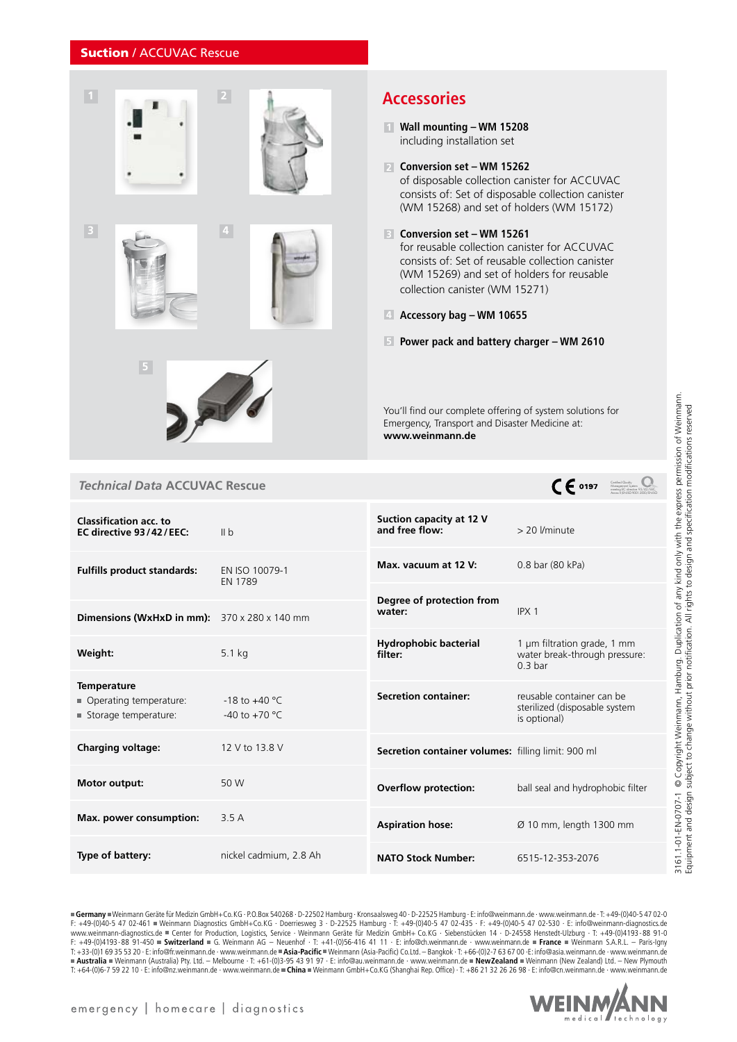**Suction** / ACCUVAC Rescue

## Accessories

1. **Wall mounting – WM 15208**
   including installation set
2. **Conversion set – WM 15262**
   of disposable collection canister for ACCUVAC consists of: Set of disposable collection canister (WM 15268) and set of holders (WM 15172)
3. **Conversion set – WM 15261**
   for reusable collection canister for ACCUVAC consists of: Set of reusable collection canister (WM 15269) and set of holders for reusable collection canister (WM 15271)
4. **Accessory bag – WM 10655**
5. **Power pack and battery charger – WM 2610**

You'll find our complete offering of system solutions for Emergency, Transport and Disaster Medicine at:
**www.weinmann.de**

## *Technical Data* ACCUVAC Rescue

CE 0197

| | | | |
|---|---|---|---|
| **Classification acc. to EC directive 93/42/EEC:** | II b | **Suction capacity at 12 V and free flow:** | > 20 l/minute |
| **Fulfills product standards:** | EN ISO 10079-1<br>EN 1789 | **Max. vacuum at 12 V:** | 0.8 bar (80 kPa) |
| **Dimensions (WxHxD in mm):** | 370 x 280 x 140 mm | **Degree of protection from water:** | IPX 1 |
| **Weight:** | 5.1 kg | **Hydrophobic bacterial filter:** | 1 µm filtration grade, 1 mm water break-through pressure: 0.3 bar |
| **Temperature**<br>■ Operating temperature:<br>■ Storage temperature: | <br>-18 to +40 °C<br>-40 to +70 °C | **Secretion container:** | reusable container can be sterilized (disposable system is optional) |
| **Charging voltage:** | 12 V to 13.8 V | **Secretion container volumes:** | filling limit: 900 ml |
| **Motor output:** | 50 W | **Overflow protection:** | ball seal and hydrophobic filter |
| **Max. power consumption:** | 3.5 A | **Aspiration hose:** | Ø 10 mm, length 1300 mm |
| **Type of battery:** | nickel cadmium, 2.8 Ah | **NATO Stock Number:** | 6515-12-353-2076 |

3161.1-01-EN-0707-1 © Copyright Weinmann, Hamburg. Duplication of any kind only with the express permission of Weinmann. Equipment and design subject to change without prior notification. All rights to design and specification modifications reserved

■ **Germany** ■ Weinmann Geräte für Medizin GmbH+Co.KG · P.O.Box 540268 · D-22502 Hamburg · Kronsaalsweg 40 · D-22525 Hamburg · E: info@weinmann.de · www.weinmann.de · T: +49-(0)40-5 47 02-0 F: +49-(0)40-5 47 02-461 ■ Weinmann Diagnostics GmbH+Co.KG · Doerriesweg 3 · D-22525 Hamburg · T: +49-(0)40-5 47 02-435 · F: +49-(0)40-5 47 02-530 · E: info@weinmann-diagnostics.de www.weinmann-diagnostics.de ■ Center for Production, Logistics, Service · Weinmann Geräte für Medizin GmbH+ Co.KG · Siebenstücken 14 · D-24558 Henstedt-Ulzburg · T: +49-(0)4193-88 91-0 F: +49-(0)4193-88 91-450 ■ **Switzerland** ■ G. Weinmann AG – Neuenhof · T: +41-(0)56-416 41 11 · E: info@ch.weinmann.de · www.weinmann.de ■ **France** ■ Weinmann S.A.R.L. – Paris-Igny T: +33-(0)1 69 35 53 20 · E: info@fr.weinmann.de · www.weinmann.de ■ **Asia-Pacific** ■ Weinmann (Asia-Pacific) Co.Ltd. – Bangkok · T: +66-(0)2-7 63 67 00 · E: info@asia.weinmann.de · www.weinmann.de ■ **Australia** ■ Weinmann (Australia) Pty. Ltd. – Melbourne · T: +61-(0)3-95 43 91 97 · E: info@au.weinmann.de · www.weinmann.de ■ **NewZealand** ■ Weinmann (New Zealand) Ltd. – New Plymouth T: +64-(0)6-7 59 22 10 · E: info@nz.weinmann.de · www.weinmann.de ■ **China** ■ Weinmann GmbH+Co.KG (Shanghai Rep. Office) · T: +86 21 32 26 26 98 · E: info@cn.weinmann.de · www.weinmann.de

emergency | homecare | diagnostics

WEINMANN medical technology